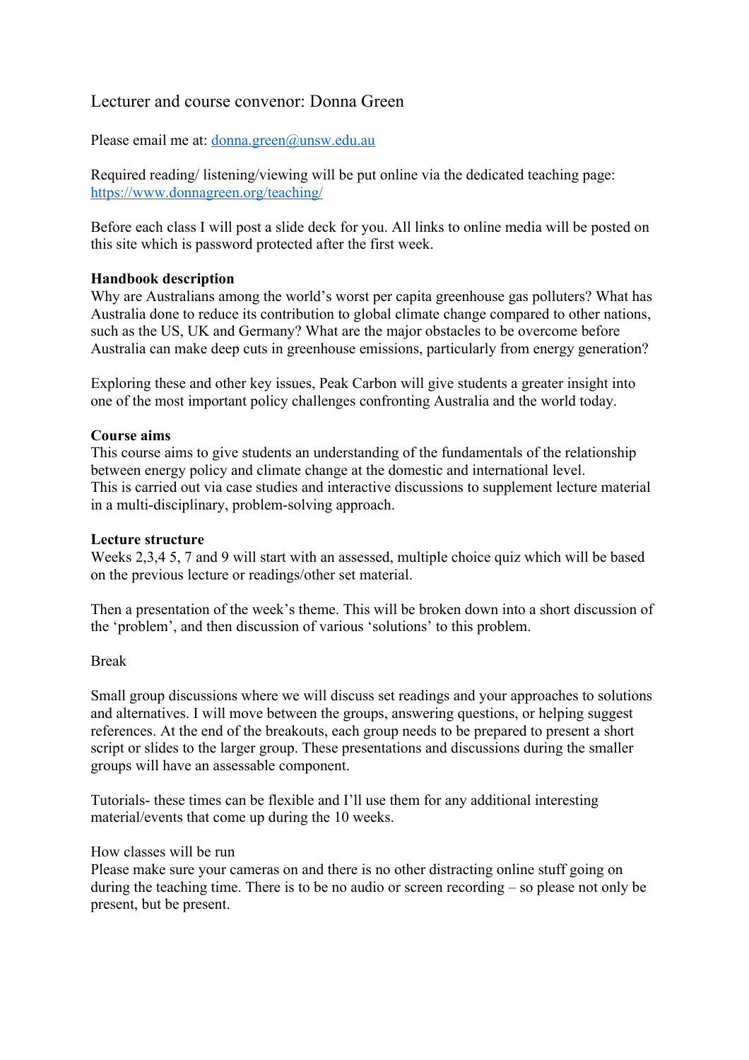Lecturer and course convenor: Donna Green

Please email me at: [donna.green@unsw.edu.au](mailto:donna.green@unsw.edu.au)

Required reading/ listening/viewing will be put online via the dedicated teaching page: [https://www.donnagreen.org/teaching/](https://www.donnagreen.org/teaching/)

Before each class I will post a slide deck for you. All links to online media will be posted on this site which is password protected after the first week.

**Handbook description**

Why are Australians among the world's worst per capita greenhouse gas polluters? What has Australia done to reduce its contribution to global climate change compared to other nations, such as the US, UK and Germany? What are the major obstacles to be overcome before Australia can make deep cuts in greenhouse emissions, particularly from energy generation?

Exploring these and other key issues, Peak Carbon will give students a greater insight into one of the most important policy challenges confronting Australia and the world today.

**Course aims**

This course aims to give students an understanding of the fundamentals of the relationship between energy policy and climate change at the domestic and international level. This is carried out via case studies and interactive discussions to supplement lecture material in a multi-disciplinary, problem-solving approach.

**Lecture structure**

Weeks 2,3,4 5, 7 and 9 will start with an assessed, multiple choice quiz which will be based on the previous lecture or readings/other set material.

Then a presentation of the week's theme. This will be broken down into a short discussion of the 'problem', and then discussion of various 'solutions' to this problem.

Break

Small group discussions where we will discuss set readings and your approaches to solutions and alternatives. I will move between the groups, answering questions, or helping suggest references. At the end of the breakouts, each group needs to be prepared to present a short script or slides to the larger group. These presentations and discussions during the smaller groups will have an assessable component.

Tutorials- these times can be flexible and I'll use them for any additional interesting material/events that come up during the 10 weeks.

How classes will be run

Please make sure your cameras on and there is no other distracting online stuff going on during the teaching time. There is to be no audio or screen recording – so please not only be present, but be present.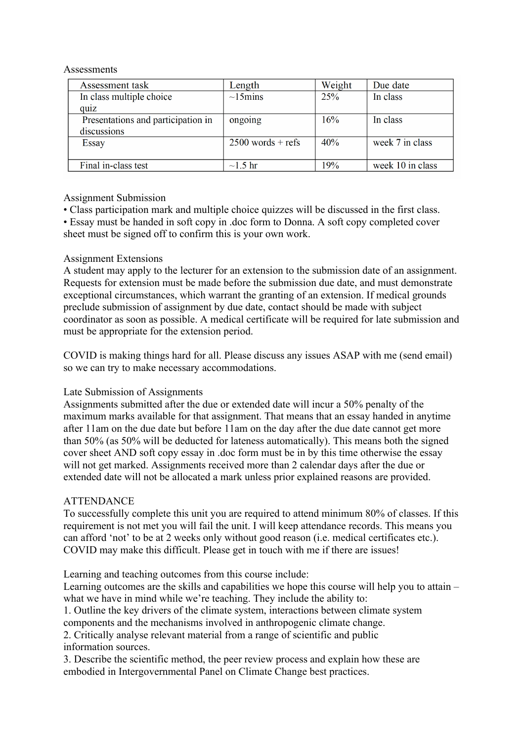Assessments

| Assessment task | Length | Weight | Due date |
| --- | --- | --- | --- |
| In class multiple choice quiz | ~15mins | 25% | In class |
| Presentations and participation in discussions | ongoing | 16% | In class |
| Essay | 2500 words + refs | 40% | week 7 in class |
| Final in-class test | ~1.5 hr | 19% | week 10 in class |

Assignment Submission

- Class participation mark and multiple choice quizzes will be discussed in the first class.
- Essay must be handed in soft copy in .doc form to Donna. A soft copy completed cover sheet must be signed off to confirm this is your own work.

Assignment Extensions

A student may apply to the lecturer for an extension to the submission date of an assignment. Requests for extension must be made before the submission due date, and must demonstrate exceptional circumstances, which warrant the granting of an extension. If medical grounds preclude submission of assignment by due date, contact should be made with subject coordinator as soon as possible. A medical certificate will be required for late submission and must be appropriate for the extension period.

COVID is making things hard for all. Please discuss any issues ASAP with me (send email) so we can try to make necessary accommodations.

Late Submission of Assignments

Assignments submitted after the due or extended date will incur a 50% penalty of the maximum marks available for that assignment. That means that an essay handed in anytime after 11am on the due date but before 11am on the day after the due date cannot get more than 50% (as 50% will be deducted for lateness automatically). This means both the signed cover sheet AND soft copy essay in .doc form must be in by this time otherwise the essay will not get marked. Assignments received more than 2 calendar days after the due or extended date will not be allocated a mark unless prior explained reasons are provided.

ATTENDANCE

To successfully complete this unit you are required to attend minimum 80% of classes. If this requirement is not met you will fail the unit. I will keep attendance records. This means you can afford 'not' to be at 2 weeks only without good reason (i.e. medical certificates etc.). COVID may make this difficult. Please get in touch with me if there are issues!

Learning and teaching outcomes from this course include:

Learning outcomes are the skills and capabilities we hope this course will help you to attain – what we have in mind while we're teaching. They include the ability to:

1. Outline the key drivers of the climate system, interactions between climate system components and the mechanisms involved in anthropogenic climate change.
2. Critically analyse relevant material from a range of scientific and public information sources.
3. Describe the scientific method, the peer review process and explain how these are embodied in Intergovernmental Panel on Climate Change best practices.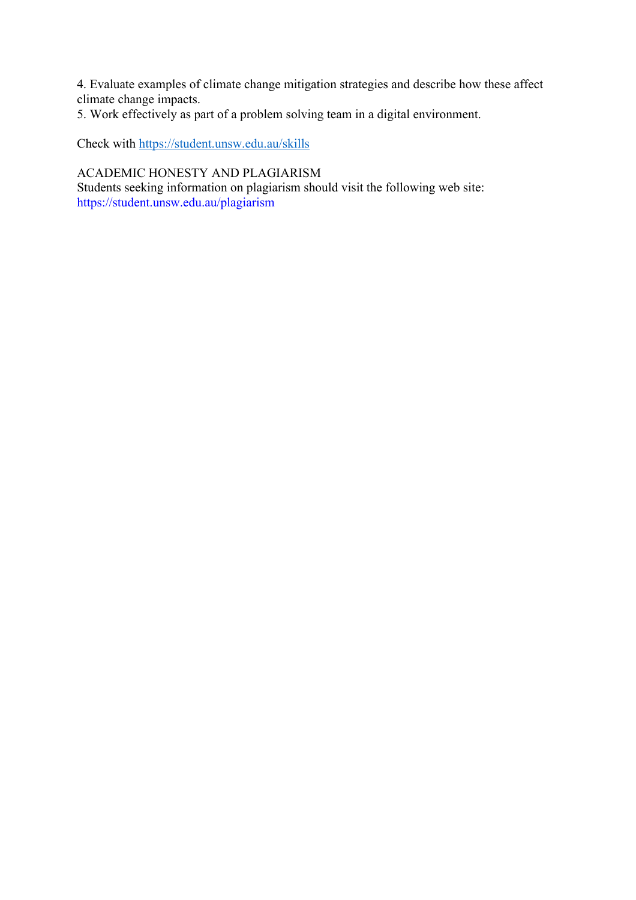4. Evaluate examples of climate change mitigation strategies and describe how these affect climate change impacts.
5. Work effectively as part of a problem solving team in a digital environment.

Check with https://student.unsw.edu.au/skills

ACADEMIC HONESTY AND PLAGIARISM
Students seeking information on plagiarism should visit the following web site:
https://student.unsw.edu.au/plagiarism